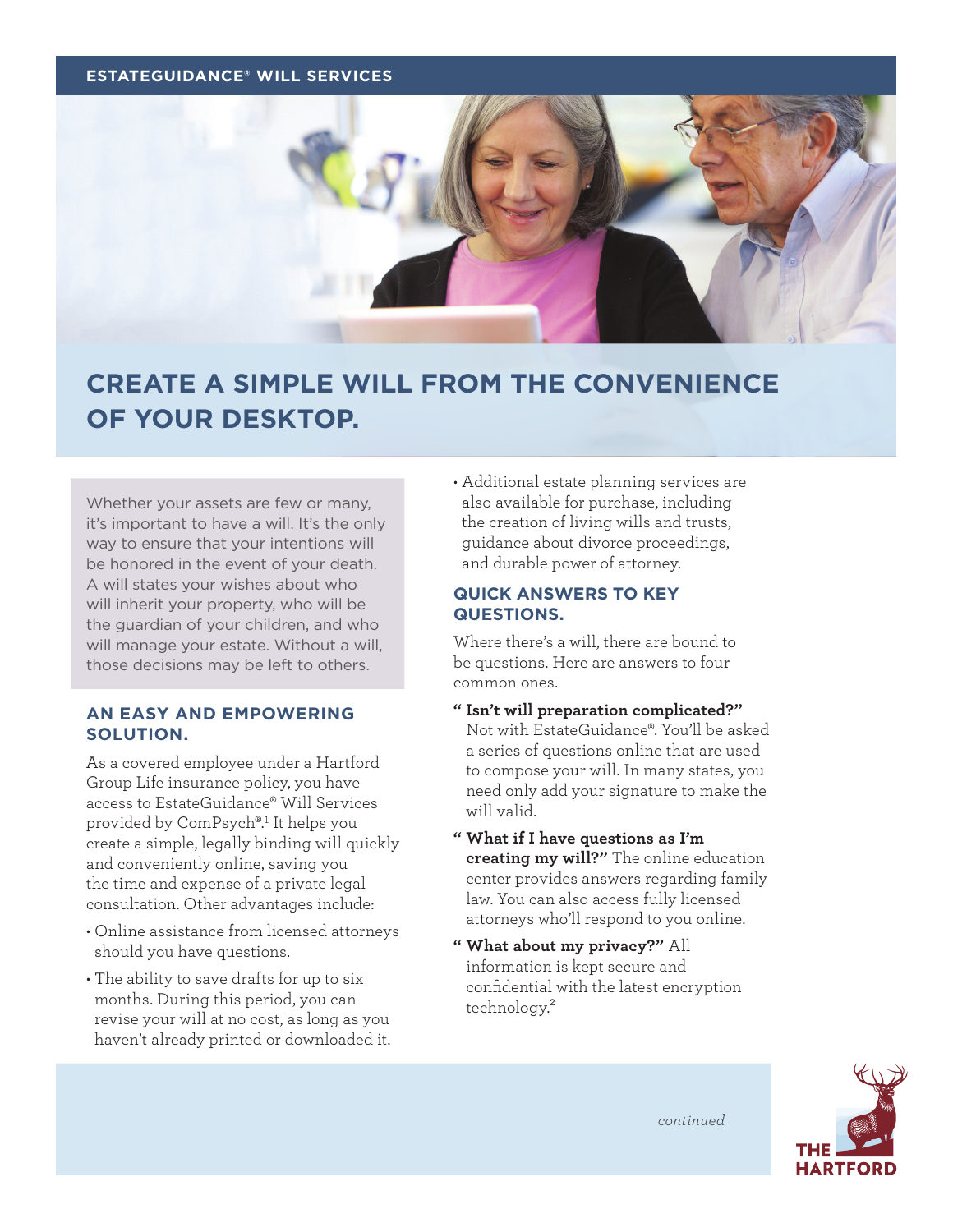ESTATEGUIDANCE® WILL SERVICES

# CREATE A SIMPLE WILL FROM THE CONVENIENCE OF YOUR DESKTOP.

Whether your assets are few or many, it's important to have a will. It's the only way to ensure that your intentions will be honored in the event of your death. A will states your wishes about who will inherit your property, who will be the guardian of your children, and who will manage your estate. Without a will, those decisions may be left to others.

## AN EASY AND EMPOWERING SOLUTION.

As a covered employee under a Hartford Group Life insurance policy, you have access to EstateGuidance® Will Services provided by ComPsych®.[1] It helps you create a simple, legally binding will quickly and conveniently online, saving you the time and expense of a private legal consultation. Other advantages include:

- Online assistance from licensed attorneys should you have questions.
- The ability to save drafts for up to six months. During this period, you can revise your will at no cost, as long as you haven't already printed or downloaded it.
- Additional estate planning services are also available for purchase, including the creation of living wills and trusts, guidance about divorce proceedings, and durable power of attorney.

## QUICK ANSWERS TO KEY QUESTIONS.

Where there's a will, there are bound to be questions. Here are answers to four common ones.

**"Isn't will preparation complicated?"** Not with EstateGuidance®. You'll be asked a series of questions online that are used to compose your will. In many states, you need only add your signature to make the will valid.

**"What if I have questions as I'm creating my will?"** The online education center provides answers regarding family law. You can also access fully licensed attorneys who'll respond to you online.

**"What about my privacy?"** All information is kept secure and confidential with the latest encryption technology.[2]

*continued*

THE HARTFORD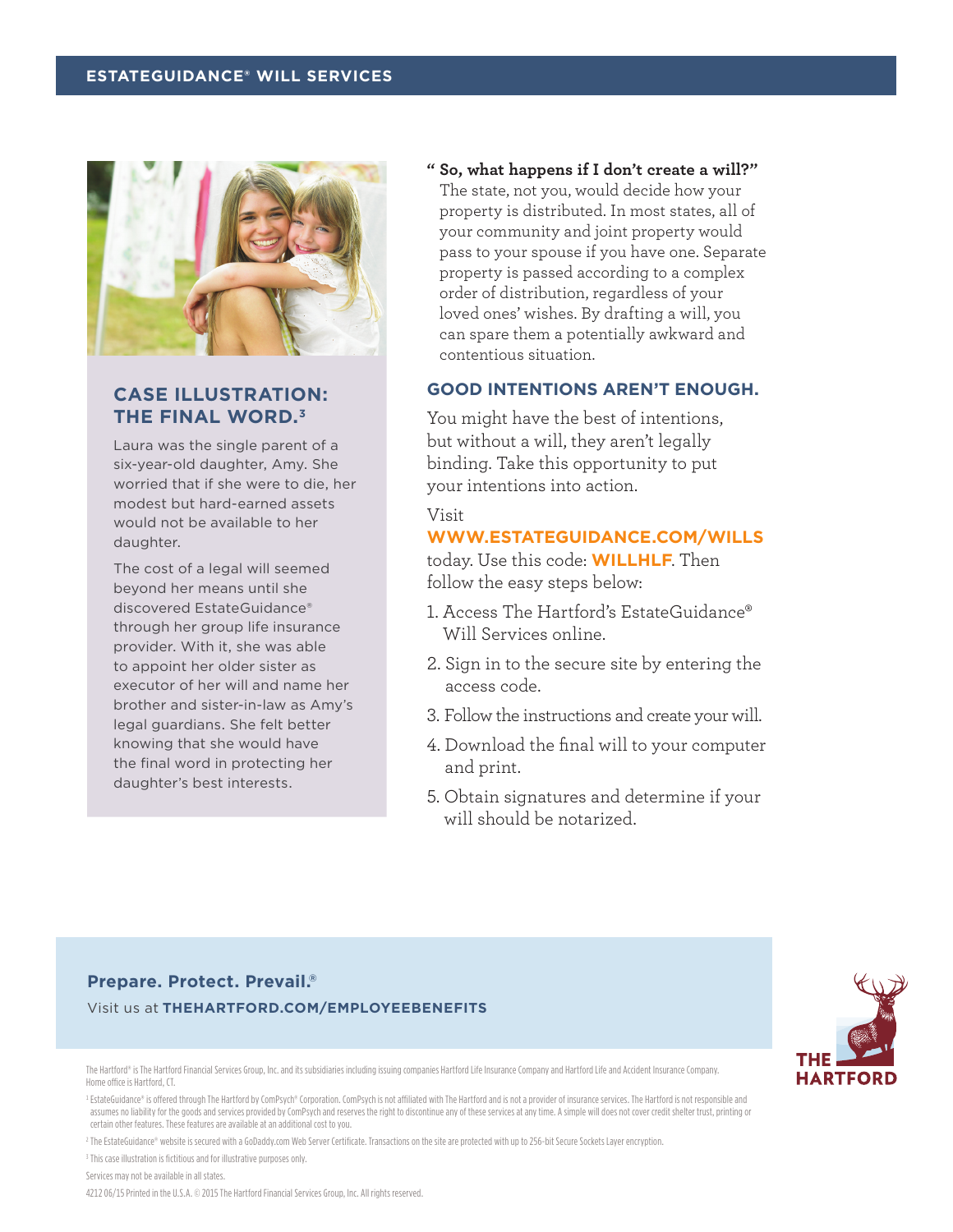ESTATEGUIDANCE® WILL SERVICES

## CASE ILLUSTRATION: THE FINAL WORD.[3]

Laura was the single parent of a six-year-old daughter, Amy. She worried that if she were to die, her modest but hard-earned assets would not be available to her daughter.

The cost of a legal will seemed beyond her means until she discovered EstateGuidance® through her group life insurance provider. With it, she was able to appoint her older sister as executor of her will and name her brother and sister-in-law as Amy's legal guardians. She felt better knowing that she would have the final word in protecting her daughter's best interests.

**" So, what happens if I don't create a will?"**

The state, not you, would decide how your property is distributed. In most states, all of your community and joint property would pass to your spouse if you have one. Separate property is passed according to a complex order of distribution, regardless of your loved ones' wishes. By drafting a will, you can spare them a potentially awkward and contentious situation.

## GOOD INTENTIONS AREN'T ENOUGH.

You might have the best of intentions, but without a will, they aren't legally binding. Take this opportunity to put your intentions into action.

Visit **WWW.ESTATEGUIDANCE.COM/WILLS** today. Use this code: **WILLHLF**. Then follow the easy steps below:

1. Access The Hartford's EstateGuidance® Will Services online.
2. Sign in to the secure site by entering the access code.
3. Follow the instructions and create your will.
4. Download the final will to your computer and print.
5. Obtain signatures and determine if your will should be notarized.

**Prepare. Protect. Prevail.®**

Visit us at **THEHARTFORD.COM/EMPLOYEEBENEFITS**

THE HARTFORD

The Hartford® is The Hartford Financial Services Group, Inc. and its subsidiaries including issuing companies Hartford Life Insurance Company and Hartford Life and Accident Insurance Company. Home office is Hartford, CT.

[1] EstateGuidance® is offered through The Hartford by ComPsych® Corporation. ComPsych is not affiliated with The Hartford and is not a provider of insurance services. The Hartford is not responsible and assumes no liability for the goods and services provided by ComPsych and reserves the right to discontinue any of these services at any time. A simple will does not cover credit shelter trust, printing or certain other features. These features are available at an additional cost to you.

[2] The EstateGuidance® website is secured with a GoDaddy.com Web Server Certificate. Transactions on the site are protected with up to 256-bit Secure Sockets Layer encryption.

[3] This case illustration is fictitious and for illustrative purposes only.

Services may not be available in all states.

4212 06/15 Printed in the U.S.A. © 2015 The Hartford Financial Services Group, Inc. All rights reserved.